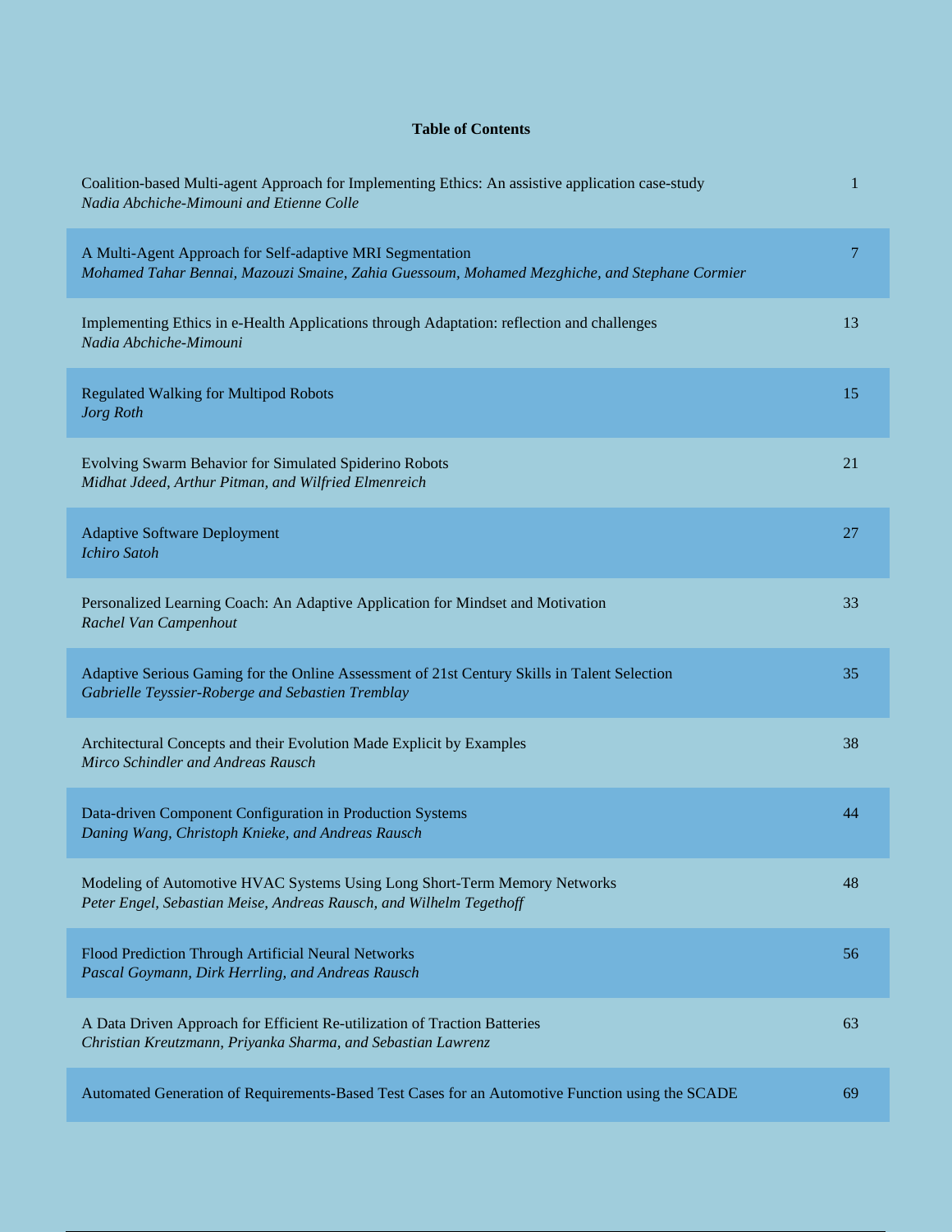**Table of Contents**

Coalition-based Multi-agent Approach for Implementing Ethics: An assistive application case-study
*Nadia Abchiche-Mimouni and Etienne Colle* — 1

A Multi-Agent Approach for Self-adaptive MRI Segmentation
*Mohamed Tahar Bennai, Mazouzi Smaine, Zahia Guessoum, Mohamed Mezghiche, and Stephane Cormier* — 7

Implementing Ethics in e-Health Applications through Adaptation: reflection and challenges
*Nadia Abchiche-Mimouni* — 13

Regulated Walking for Multipod Robots
*Jorg Roth* — 15

Evolving Swarm Behavior for Simulated Spiderino Robots
*Midhat Jdeed, Arthur Pitman, and Wilfried Elmenreich* — 21

Adaptive Software Deployment
*Ichiro Satoh* — 27

Personalized Learning Coach: An Adaptive Application for Mindset and Motivation
*Rachel Van Campenhout* — 33

Adaptive Serious Gaming for the Online Assessment of 21st Century Skills in Talent Selection
*Gabrielle Teyssier-Roberge and Sebastien Tremblay* — 35

Architectural Concepts and their Evolution Made Explicit by Examples
*Mirco Schindler and Andreas Rausch* — 38

Data-driven Component Configuration in Production Systems
*Daning Wang, Christoph Knieke, and Andreas Rausch* — 44

Modeling of Automotive HVAC Systems Using Long Short-Term Memory Networks
*Peter Engel, Sebastian Meise, Andreas Rausch, and Wilhelm Tegethoff* — 48

Flood Prediction Through Artificial Neural Networks
*Pascal Goymann, Dirk Herrling, and Andreas Rausch* — 56

A Data Driven Approach for Efficient Re-utilization of Traction Batteries
*Christian Kreutzmann, Priyanka Sharma, and Sebastian Lawrenz* — 63

Automated Generation of Requirements-Based Test Cases for an Automotive Function using the SCADE — 69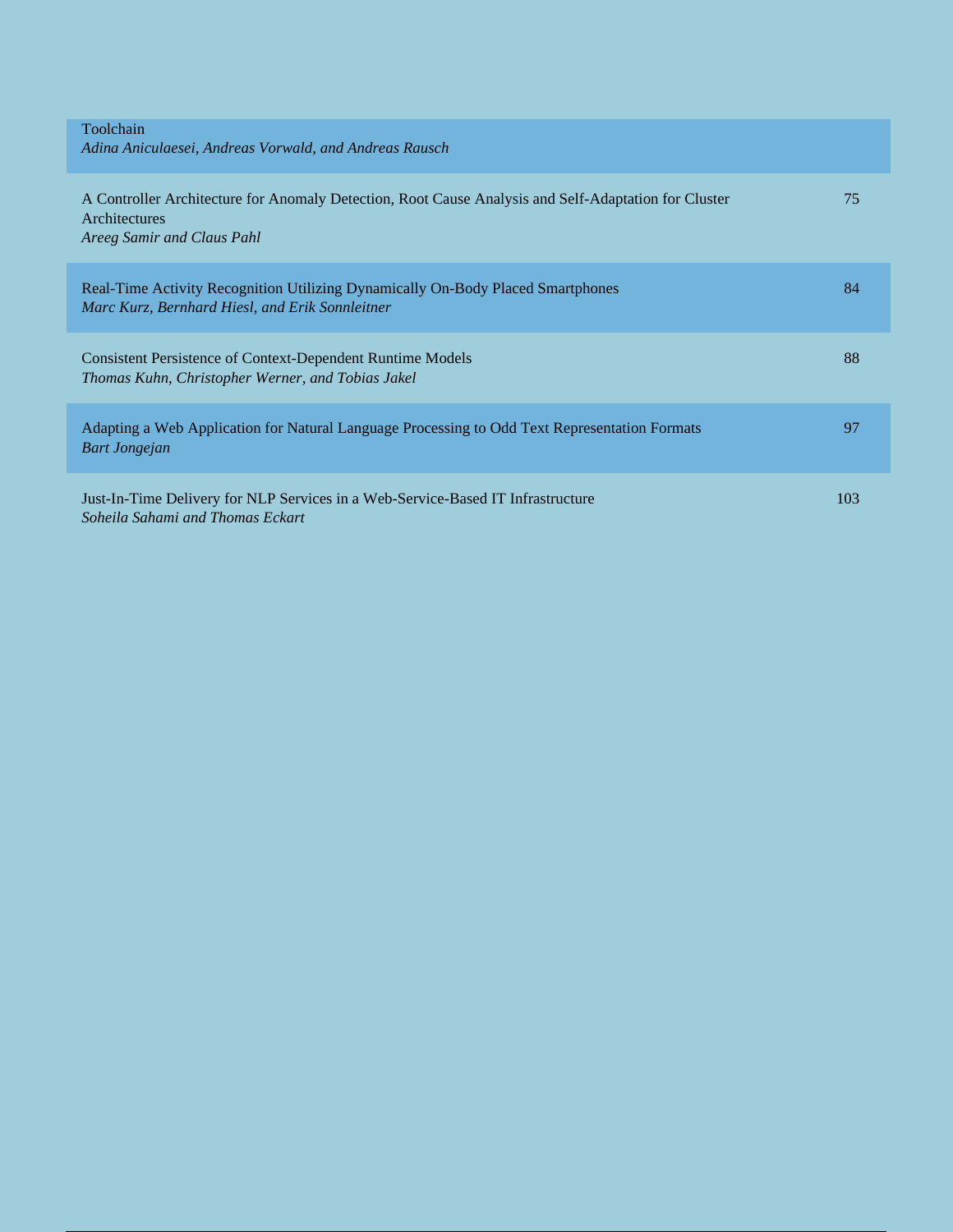Toolchain
*Adina Aniculaesei, Andreas Vorwald, and Andreas Rausch*

A Controller Architecture for Anomaly Detection, Root Cause Analysis and Self-Adaptation for Cluster Architectures — 75
*Areeg Samir and Claus Pahl*

Real-Time Activity Recognition Utilizing Dynamically On-Body Placed Smartphones — 84
*Marc Kurz, Bernhard Hiesl, and Erik Sonnleitner*

Consistent Persistence of Context-Dependent Runtime Models — 88
*Thomas Kuhn, Christopher Werner, and Tobias Jakel*

Adapting a Web Application for Natural Language Processing to Odd Text Representation Formats — 97
*Bart Jongejan*

Just-In-Time Delivery for NLP Services in a Web-Service-Based IT Infrastructure — 103
*Soheila Sahami and Thomas Eckart*